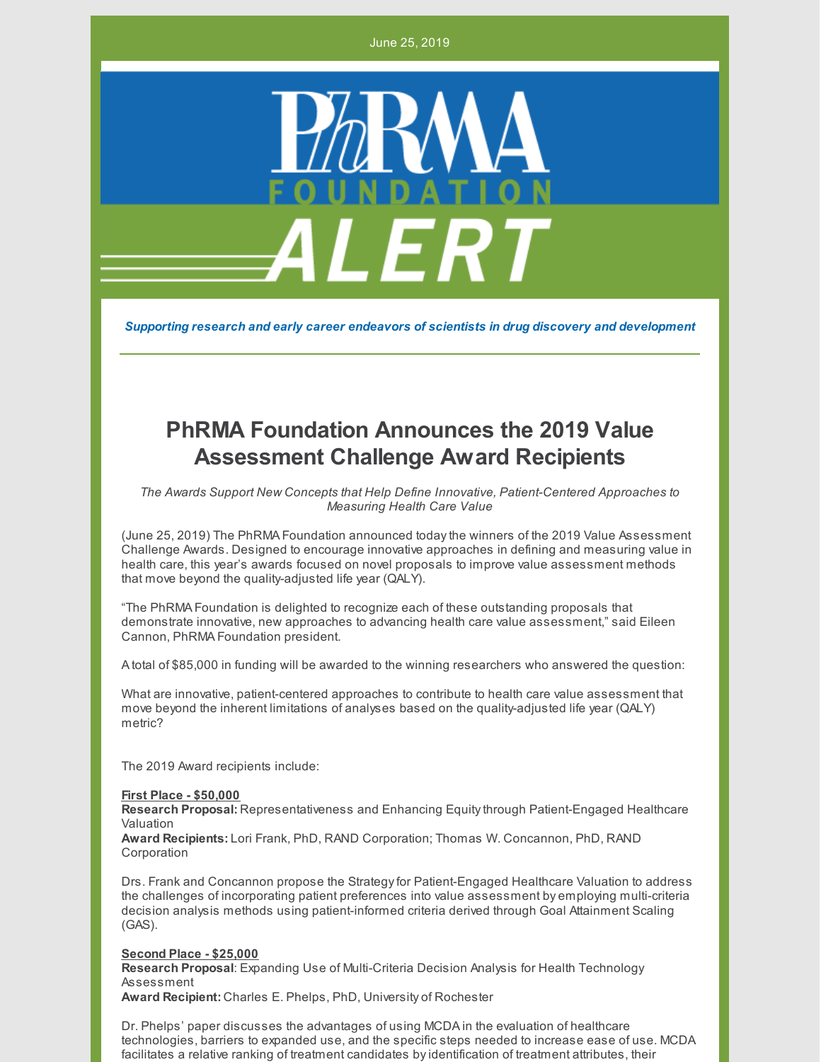June 25, 2019

PhRMA FOUNDATION ALERT

*Supporting research and early career endeavors of scientists in drug discovery and development*

---

# PhRMA Foundation Announces the 2019 Value Assessment Challenge Award Recipients

*The Awards Support New Concepts that Help Define Innovative, Patient-Centered Approaches to Measuring Health Care Value*

(June 25, 2019) The PhRMA Foundation announced today the winners of the 2019 Value Assessment Challenge Awards. Designed to encourage innovative approaches in defining and measuring value in health care, this year's awards focused on novel proposals to improve value assessment methods that move beyond the quality-adjusted life year (QALY).

"The PhRMA Foundation is delighted to recognize each of these outstanding proposals that demonstrate innovative, new approaches to advancing health care value assessment," said Eileen Cannon, PhRMA Foundation president.

A total of $85,000 in funding will be awarded to the winning researchers who answered the question:

What are innovative, patient-centered approaches to contribute to health care value assessment that move beyond the inherent limitations of analyses based on the quality-adjusted life year (QALY) metric?

The 2019 Award recipients include:

**First Place - $50,000**
**Research Proposal:** Representativeness and Enhancing Equity through Patient-Engaged Healthcare Valuation
**Award Recipients:** Lori Frank, PhD, RAND Corporation; Thomas W. Concannon, PhD, RAND Corporation

Drs. Frank and Concannon propose the Strategy for Patient-Engaged Healthcare Valuation to address the challenges of incorporating patient preferences into value assessment by employing multi-criteria decision analysis methods using patient-informed criteria derived through Goal Attainment Scaling (GAS).

**Second Place - $25,000**
**Research Proposal**: Expanding Use of Multi-Criteria Decision Analysis for Health Technology Assessment
**Award Recipient:** Charles E. Phelps, PhD, University of Rochester

Dr. Phelps' paper discusses the advantages of using MCDA in the evaluation of healthcare technologies, barriers to expanded use, and the specific steps needed to increase ease of use. MCDA facilitates a relative ranking of treatment candidates by identification of treatment attributes, their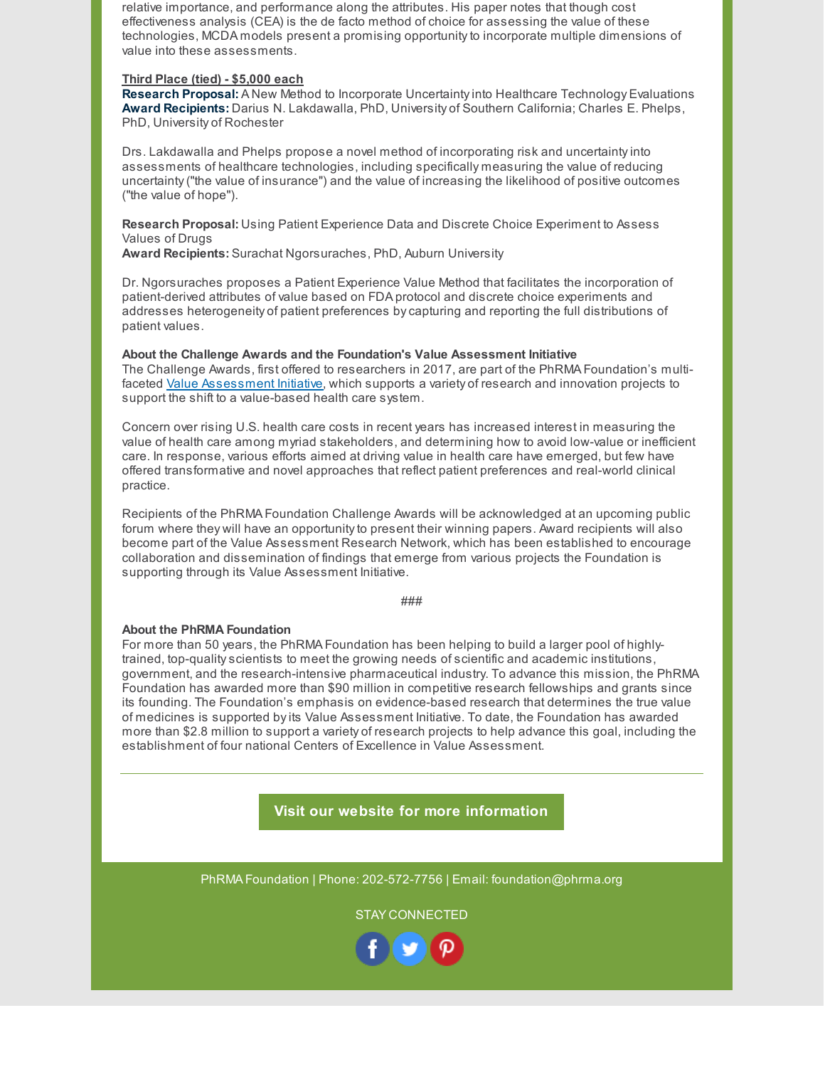relative importance, and performance along the attributes. His paper notes that though cost effectiveness analysis (CEA) is the de facto method of choice for assessing the value of these technologies, MCDA models present a promising opportunity to incorporate multiple dimensions of value into these assessments.

**Third Place (tied) - $5,000 each**

**Research Proposal:** A New Method to Incorporate Uncertainty into Healthcare Technology Evaluations
**Award Recipients:** Darius N. Lakdawalla, PhD, University of Southern California; Charles E. Phelps, PhD, University of Rochester

Drs. Lakdawalla and Phelps propose a novel method of incorporating risk and uncertainty into assessments of healthcare technologies, including specifically measuring the value of reducing uncertainty ("the value of insurance") and the value of increasing the likelihood of positive outcomes ("the value of hope").

**Research Proposal:** Using Patient Experience Data and Discrete Choice Experiment to Assess Values of Drugs
**Award Recipients:** Surachat Ngorsuraches, PhD, Auburn University

Dr. Ngorsuraches proposes a Patient Experience Value Method that facilitates the incorporation of patient-derived attributes of value based on FDA protocol and discrete choice experiments and addresses heterogeneity of patient preferences by capturing and reporting the full distributions of patient values.

**About the Challenge Awards and the Foundation's Value Assessment Initiative**

The Challenge Awards, first offered to researchers in 2017, are part of the PhRMA Foundation's multi-faceted Value Assessment Initiative, which supports a variety of research and innovation projects to support the shift to a value-based health care system.

Concern over rising U.S. health care costs in recent years has increased interest in measuring the value of health care among myriad stakeholders, and determining how to avoid low-value or inefficient care. In response, various efforts aimed at driving value in health care have emerged, but few have offered transformative and novel approaches that reflect patient preferences and real-world clinical practice.

Recipients of the PhRMA Foundation Challenge Awards will be acknowledged at an upcoming public forum where they will have an opportunity to present their winning papers. Award recipients will also become part of the Value Assessment Research Network, which has been established to encourage collaboration and dissemination of findings that emerge from various projects the Foundation is supporting through its Value Assessment Initiative.

###

**About the PhRMA Foundation**

For more than 50 years, the PhRMA Foundation has been helping to build a larger pool of highly-trained, top-quality scientists to meet the growing needs of scientific and academic institutions, government, and the research-intensive pharmaceutical industry. To advance this mission, the PhRMA Foundation has awarded more than $90 million in competitive research fellowships and grants since its founding. The Foundation's emphasis on evidence-based research that determines the true value of medicines is supported by its Value Assessment Initiative. To date, the Foundation has awarded more than $2.8 million to support a variety of research projects to help advance this goal, including the establishment of four national Centers of Excellence in Value Assessment.

---

**Visit our website for more information**

PhRMA Foundation | Phone: 202-572-7756 | Email: foundation@phrma.org

STAY CONNECTED